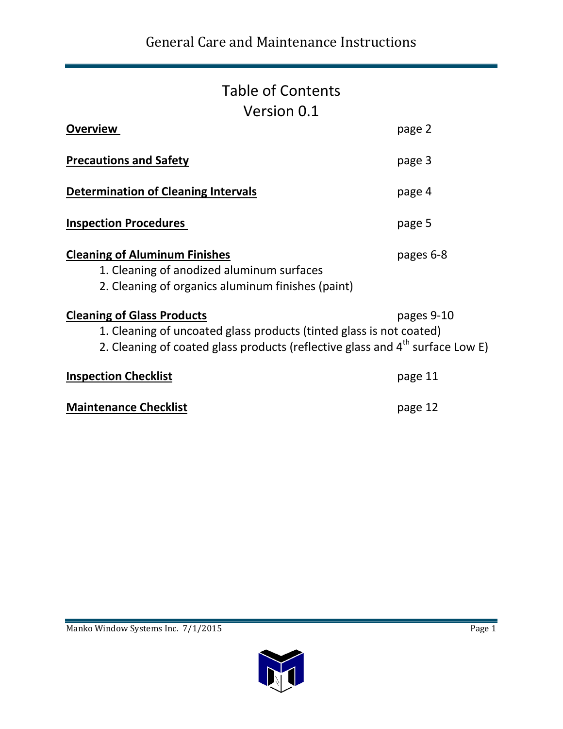# General Care and Maintenance Instructions

## Table of Contents
## Version 0.1

| | |
|---|---|
| **Overview** | page 2 |
| **Precautions and Safety** | page 3 |
| **Determination of Cleaning Intervals** | page 4 |
| **Inspection Procedures** | page 5 |
| **Cleaning of Aluminum Finishes** | pages 6-8 |
| 1. Cleaning of anodized aluminum surfaces | |
| 2. Cleaning of organics aluminum finishes (paint) | |
| **Cleaning of Glass Products** | pages 9-10 |
| 1. Cleaning of uncoated glass products (tinted glass is not coated) | |
| 2. Cleaning of coated glass products (reflective glass and 4th surface Low E) | |
| **Inspection Checklist** | page 11 |
| **Maintenance Checklist** | page 12 |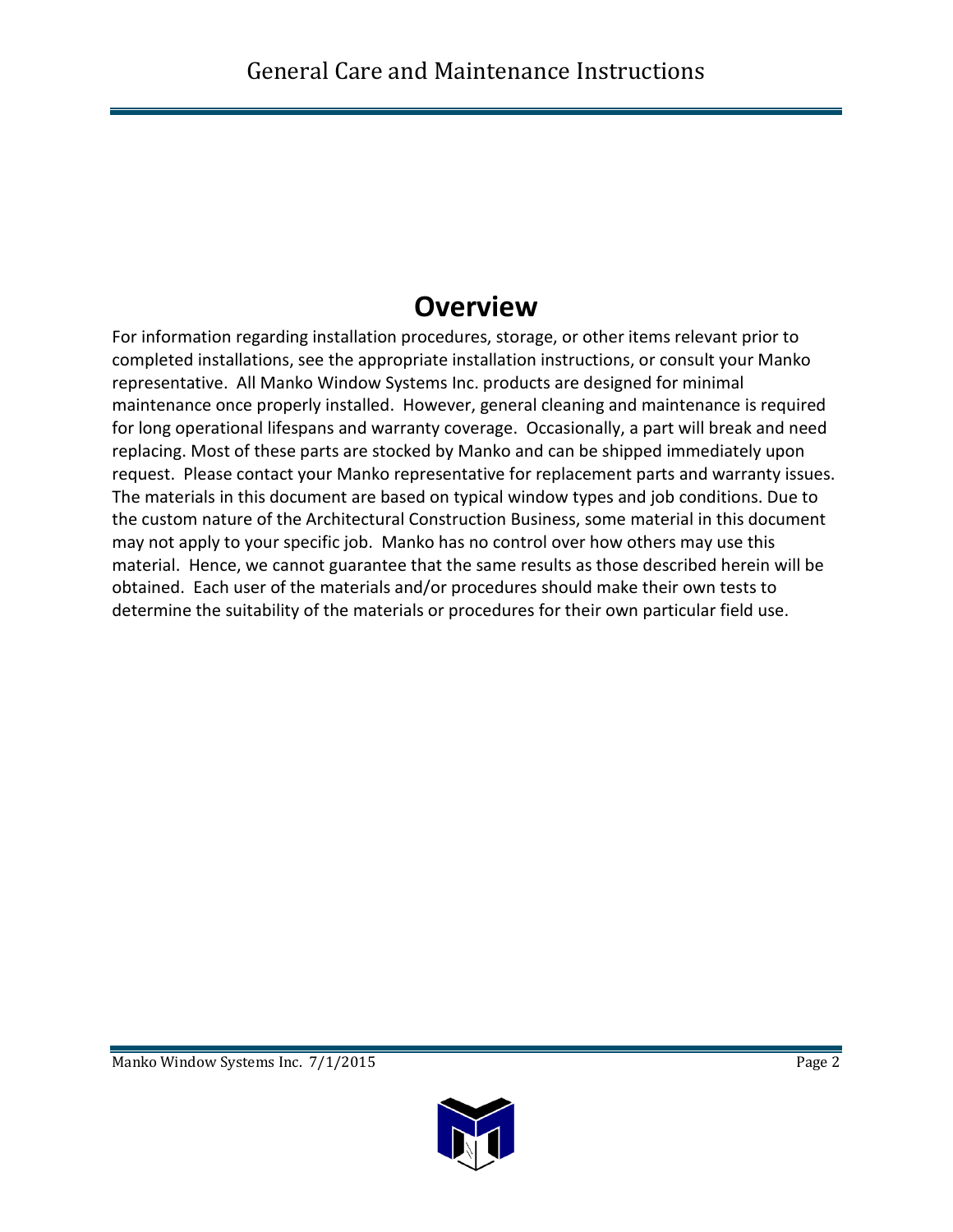# Overview

For information regarding installation procedures, storage, or other items relevant prior to completed installations, see the appropriate installation instructions, or consult your Manko representative. All Manko Window Systems Inc. products are designed for minimal maintenance once properly installed. However, general cleaning and maintenance is required for long operational lifespans and warranty coverage. Occasionally, a part will break and need replacing. Most of these parts are stocked by Manko and can be shipped immediately upon request. Please contact your Manko representative for replacement parts and warranty issues. The materials in this document are based on typical window types and job conditions. Due to the custom nature of the Architectural Construction Business, some material in this document may not apply to your specific job. Manko has no control over how others may use this material. Hence, we cannot guarantee that the same results as those described herein will be obtained. Each user of the materials and/or procedures should make their own tests to determine the suitability of the materials or procedures for their own particular field use.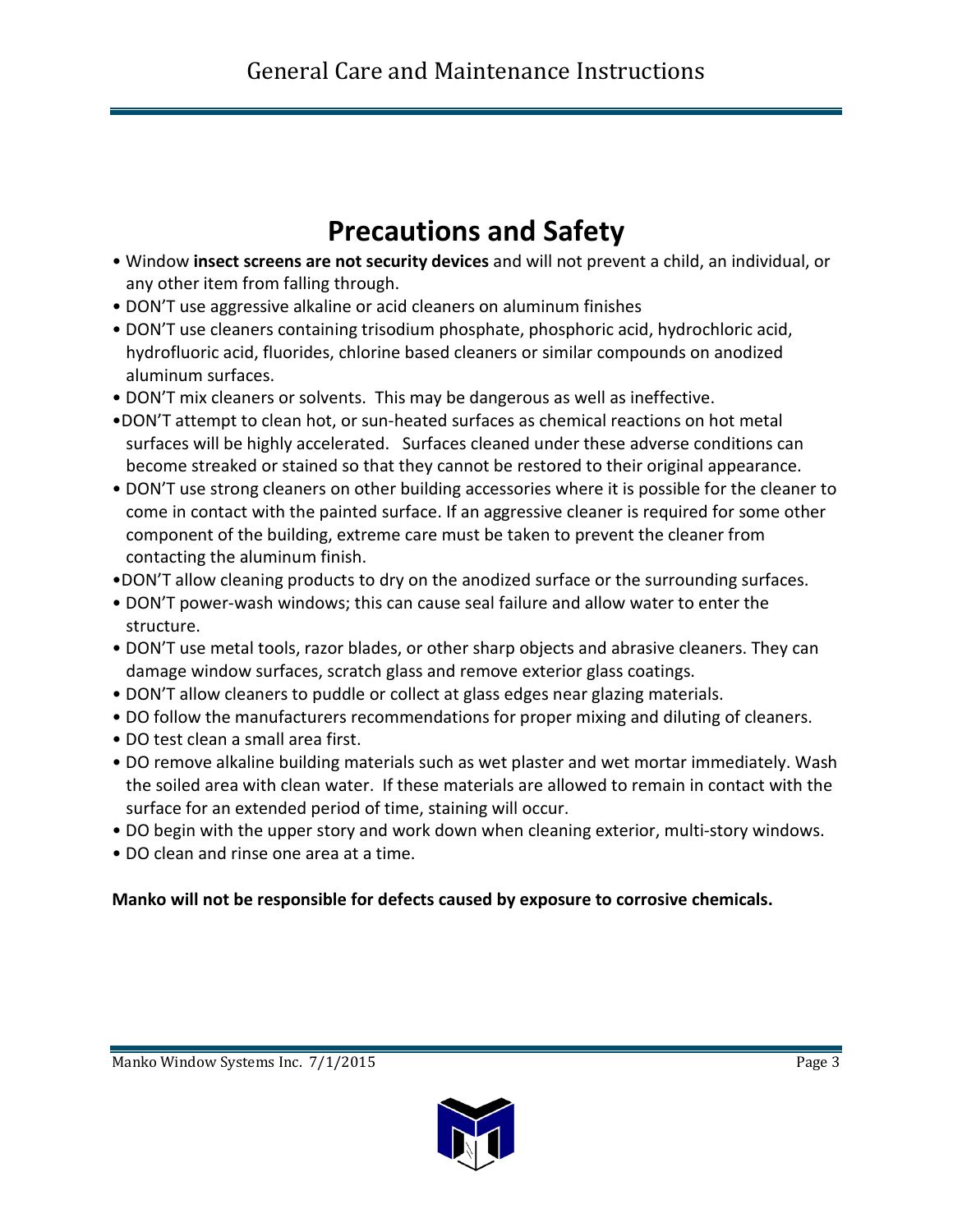# Precautions and Safety

- Window **insect screens are not security devices** and will not prevent a child, an individual, or any other item from falling through.
- DON'T use aggressive alkaline or acid cleaners on aluminum finishes
- DON'T use cleaners containing trisodium phosphate, phosphoric acid, hydrochloric acid, hydrofluoric acid, fluorides, chlorine based cleaners or similar compounds on anodized aluminum surfaces.
- DON'T mix cleaners or solvents. This may be dangerous as well as ineffective.
- DON'T attempt to clean hot, or sun-heated surfaces as chemical reactions on hot metal surfaces will be highly accelerated. Surfaces cleaned under these adverse conditions can become streaked or stained so that they cannot be restored to their original appearance.
- DON'T use strong cleaners on other building accessories where it is possible for the cleaner to come in contact with the painted surface. If an aggressive cleaner is required for some other component of the building, extreme care must be taken to prevent the cleaner from contacting the aluminum finish.
- DON'T allow cleaning products to dry on the anodized surface or the surrounding surfaces.
- DON'T power-wash windows; this can cause seal failure and allow water to enter the structure.
- DON'T use metal tools, razor blades, or other sharp objects and abrasive cleaners. They can damage window surfaces, scratch glass and remove exterior glass coatings.
- DON'T allow cleaners to puddle or collect at glass edges near glazing materials.
- DO follow the manufacturers recommendations for proper mixing and diluting of cleaners.
- DO test clean a small area first.
- DO remove alkaline building materials such as wet plaster and wet mortar immediately. Wash the soiled area with clean water. If these materials are allowed to remain in contact with the surface for an extended period of time, staining will occur.
- DO begin with the upper story and work down when cleaning exterior, multi-story windows.
- DO clean and rinse one area at a time.

**Manko will not be responsible for defects caused by exposure to corrosive chemicals.**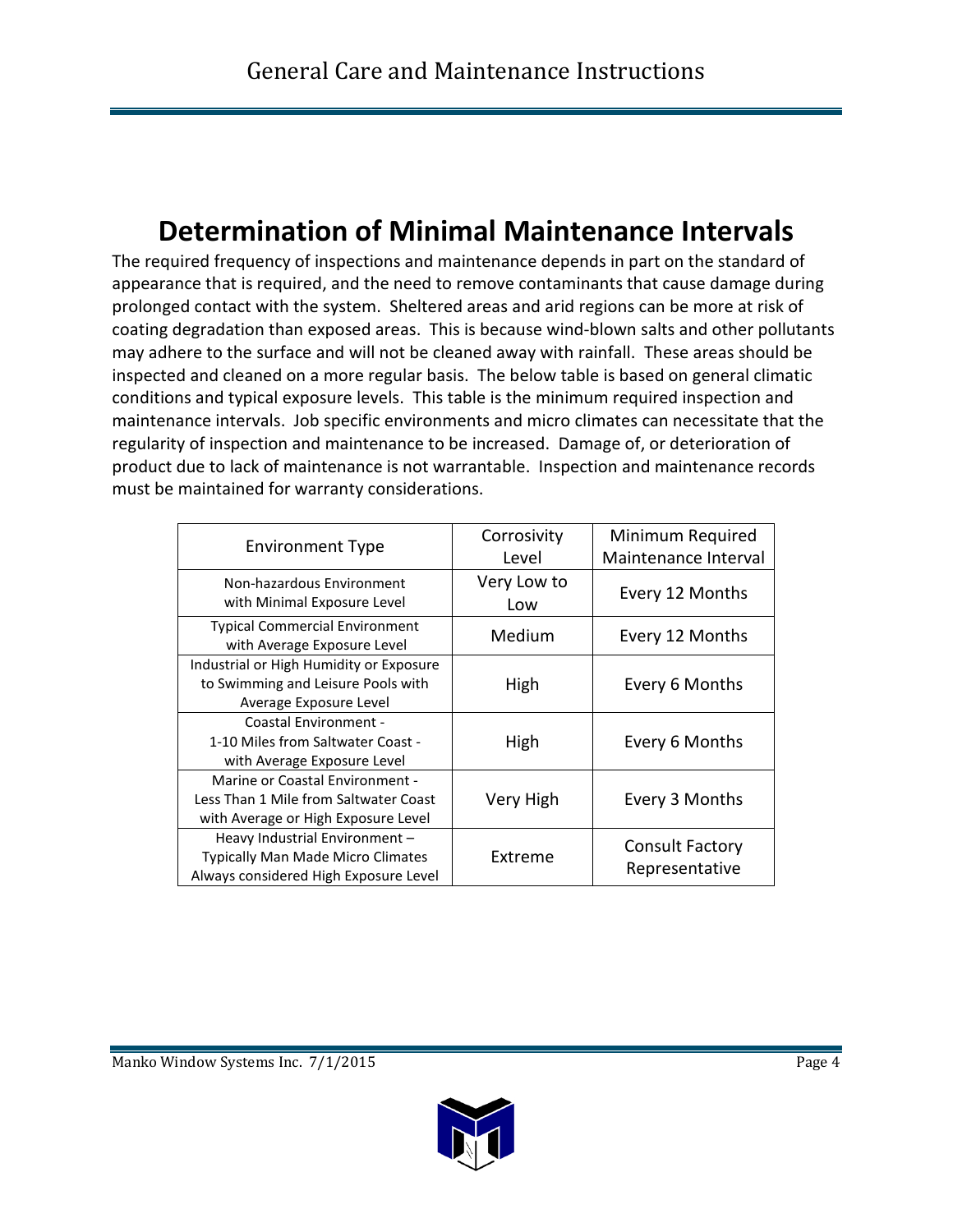# Determination of Minimal Maintenance Intervals

The required frequency of inspections and maintenance depends in part on the standard of appearance that is required, and the need to remove contaminants that cause damage during prolonged contact with the system. Sheltered areas and arid regions can be more at risk of coating degradation than exposed areas. This is because wind-blown salts and other pollutants may adhere to the surface and will not be cleaned away with rainfall. These areas should be inspected and cleaned on a more regular basis. The below table is based on general climatic conditions and typical exposure levels. This table is the minimum required inspection and maintenance intervals. Job specific environments and micro climates can necessitate that the regularity of inspection and maintenance to be increased. Damage of, or deterioration of product due to lack of maintenance is not warrantable. Inspection and maintenance records must be maintained for warranty considerations.

| Environment Type | Corrosivity Level | Minimum Required Maintenance Interval |
|---|---|---|
| Non-hazardous Environment with Minimal Exposure Level | Very Low to Low | Every 12 Months |
| Typical Commercial Environment with Average Exposure Level | Medium | Every 12 Months |
| Industrial or High Humidity or Exposure to Swimming and Leisure Pools with Average Exposure Level | High | Every 6 Months |
| Coastal Environment - 1-10 Miles from Saltwater Coast - with Average Exposure Level | High | Every 6 Months |
| Marine or Coastal Environment - Less Than 1 Mile from Saltwater Coast with Average or High Exposure Level | Very High | Every 3 Months |
| Heavy Industrial Environment – Typically Man Made Micro Climates Always considered High Exposure Level | Extreme | Consult Factory Representative |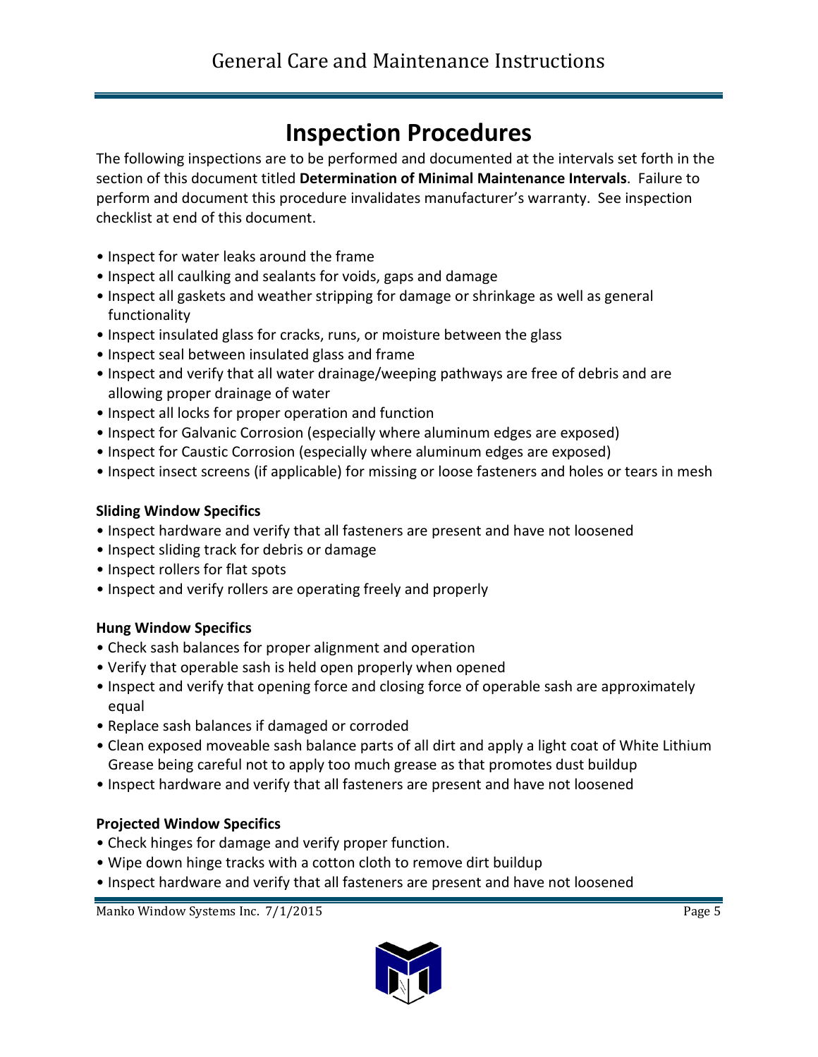# Inspection Procedures

The following inspections are to be performed and documented at the intervals set forth in the section of this document titled **Determination of Minimal Maintenance Intervals**. Failure to perform and document this procedure invalidates manufacturer's warranty. See inspection checklist at end of this document.

- Inspect for water leaks around the frame
- Inspect all caulking and sealants for voids, gaps and damage
- Inspect all gaskets and weather stripping for damage or shrinkage as well as general functionality
- Inspect insulated glass for cracks, runs, or moisture between the glass
- Inspect seal between insulated glass and frame
- Inspect and verify that all water drainage/weeping pathways are free of debris and are allowing proper drainage of water
- Inspect all locks for proper operation and function
- Inspect for Galvanic Corrosion (especially where aluminum edges are exposed)
- Inspect for Caustic Corrosion (especially where aluminum edges are exposed)
- Inspect insect screens (if applicable) for missing or loose fasteners and holes or tears in mesh

**Sliding Window Specifics**

- Inspect hardware and verify that all fasteners are present and have not loosened
- Inspect sliding track for debris or damage
- Inspect rollers for flat spots
- Inspect and verify rollers are operating freely and properly

**Hung Window Specifics**

- Check sash balances for proper alignment and operation
- Verify that operable sash is held open properly when opened
- Inspect and verify that opening force and closing force of operable sash are approximately equal
- Replace sash balances if damaged or corroded
- Clean exposed moveable sash balance parts of all dirt and apply a light coat of White Lithium Grease being careful not to apply too much grease as that promotes dust buildup
- Inspect hardware and verify that all fasteners are present and have not loosened

**Projected Window Specifics**

- Check hinges for damage and verify proper function.
- Wipe down hinge tracks with a cotton cloth to remove dirt buildup
- Inspect hardware and verify that all fasteners are present and have not loosened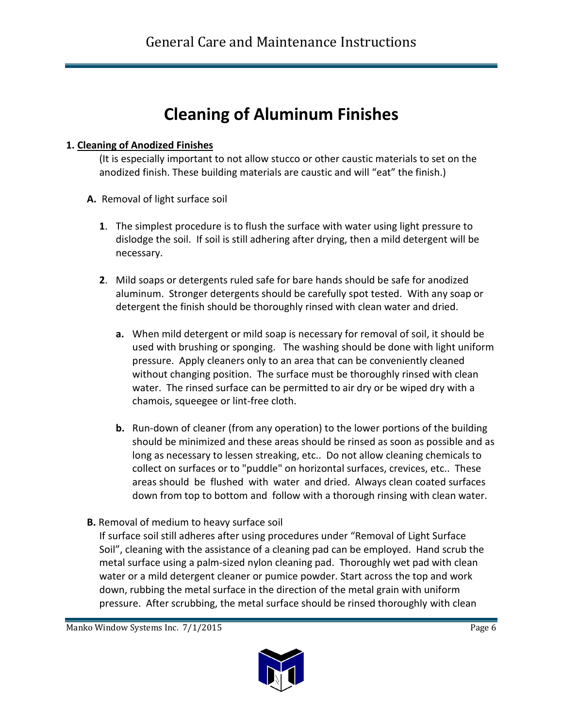# Cleaning of Aluminum Finishes

**1. <u>Cleaning of Anodized Finishes</u>**

(It is especially important to not allow stucco or other caustic materials to set on the anodized finish. These building materials are caustic and will "eat" the finish.)

**A.** Removal of light surface soil

**1**. The simplest procedure is to flush the surface with water using light pressure to dislodge the soil. If soil is still adhering after drying, then a mild detergent will be necessary.

**2**. Mild soaps or detergents ruled safe for bare hands should be safe for anodized aluminum. Stronger detergents should be carefully spot tested. With any soap or detergent the finish should be thoroughly rinsed with clean water and dried.

**a.** When mild detergent or mild soap is necessary for removal of soil, it should be used with brushing or sponging. The washing should be done with light uniform pressure. Apply cleaners only to an area that can be conveniently cleaned without changing position. The surface must be thoroughly rinsed with clean water. The rinsed surface can be permitted to air dry or be wiped dry with a chamois, squeegee or lint-free cloth.

**b.** Run-down of cleaner (from any operation) to the lower portions of the building should be minimized and these areas should be rinsed as soon as possible and as long as necessary to lessen streaking, etc.. Do not allow cleaning chemicals to collect on surfaces or to "puddle" on horizontal surfaces, crevices, etc.. These areas should be flushed with water and dried. Always clean coated surfaces down from top to bottom and follow with a thorough rinsing with clean water.

**B.** Removal of medium to heavy surface soil

If surface soil still adheres after using procedures under "Removal of Light Surface Soil", cleaning with the assistance of a cleaning pad can be employed. Hand scrub the metal surface using a palm-sized nylon cleaning pad. Thoroughly wet pad with clean water or a mild detergent cleaner or pumice powder. Start across the top and work down, rubbing the metal surface in the direction of the metal grain with uniform pressure. After scrubbing, the metal surface should be rinsed thoroughly with clean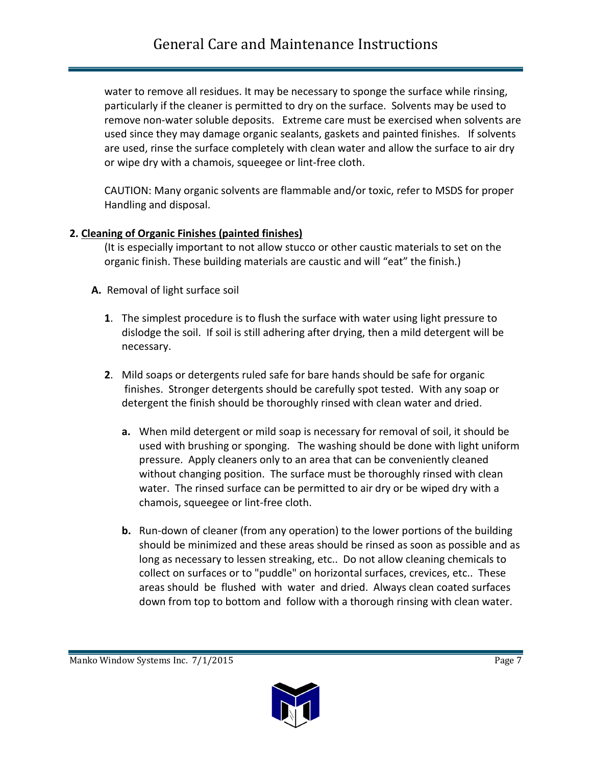water to remove all residues. It may be necessary to sponge the surface while rinsing, particularly if the cleaner is permitted to dry on the surface. Solvents may be used to remove non-water soluble deposits. Extreme care must be exercised when solvents are used since they may damage organic sealants, gaskets and painted finishes. If solvents are used, rinse the surface completely with clean water and allow the surface to air dry or wipe dry with a chamois, squeegee or lint-free cloth.

CAUTION: Many organic solvents are flammable and/or toxic, refer to MSDS for proper Handling and disposal.

**2. <u>Cleaning of Organic Finishes (painted finishes)</u>**

(It is especially important to not allow stucco or other caustic materials to set on the organic finish. These building materials are caustic and will "eat" the finish.)

**A.** Removal of light surface soil

**1**. The simplest procedure is to flush the surface with water using light pressure to dislodge the soil. If soil is still adhering after drying, then a mild detergent will be necessary.

**2**. Mild soaps or detergents ruled safe for bare hands should be safe for organic finishes. Stronger detergents should be carefully spot tested. With any soap or detergent the finish should be thoroughly rinsed with clean water and dried.

**a.** When mild detergent or mild soap is necessary for removal of soil, it should be used with brushing or sponging. The washing should be done with light uniform pressure. Apply cleaners only to an area that can be conveniently cleaned without changing position. The surface must be thoroughly rinsed with clean water. The rinsed surface can be permitted to air dry or be wiped dry with a chamois, squeegee or lint-free cloth.

**b.** Run-down of cleaner (from any operation) to the lower portions of the building should be minimized and these areas should be rinsed as soon as possible and as long as necessary to lessen streaking, etc.. Do not allow cleaning chemicals to collect on surfaces or to "puddle" on horizontal surfaces, crevices, etc.. These areas should be flushed with water and dried. Always clean coated surfaces down from top to bottom and follow with a thorough rinsing with clean water.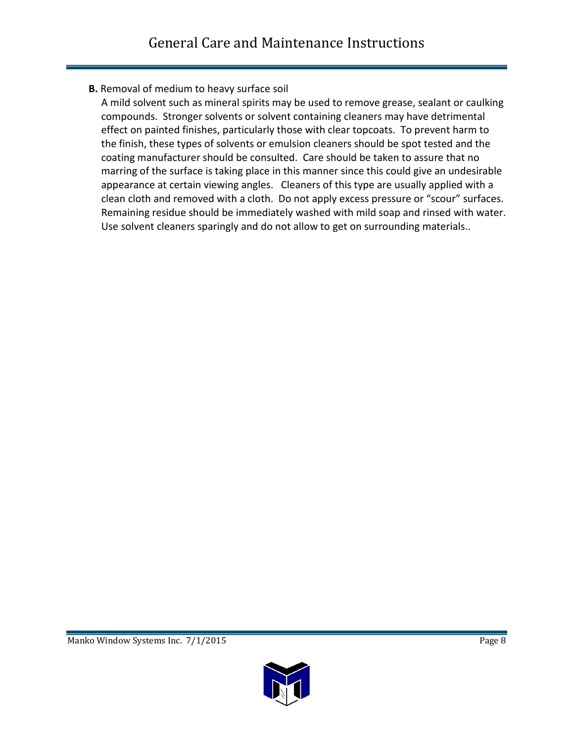**B.** Removal of medium to heavy surface soil

A mild solvent such as mineral spirits may be used to remove grease, sealant or caulking compounds. Stronger solvents or solvent containing cleaners may have detrimental effect on painted finishes, particularly those with clear topcoats. To prevent harm to the finish, these types of solvents or emulsion cleaners should be spot tested and the coating manufacturer should be consulted. Care should be taken to assure that no marring of the surface is taking place in this manner since this could give an undesirable appearance at certain viewing angles. Cleaners of this type are usually applied with a clean cloth and removed with a cloth. Do not apply excess pressure or "scour" surfaces. Remaining residue should be immediately washed with mild soap and rinsed with water. Use solvent cleaners sparingly and do not allow to get on surrounding materials..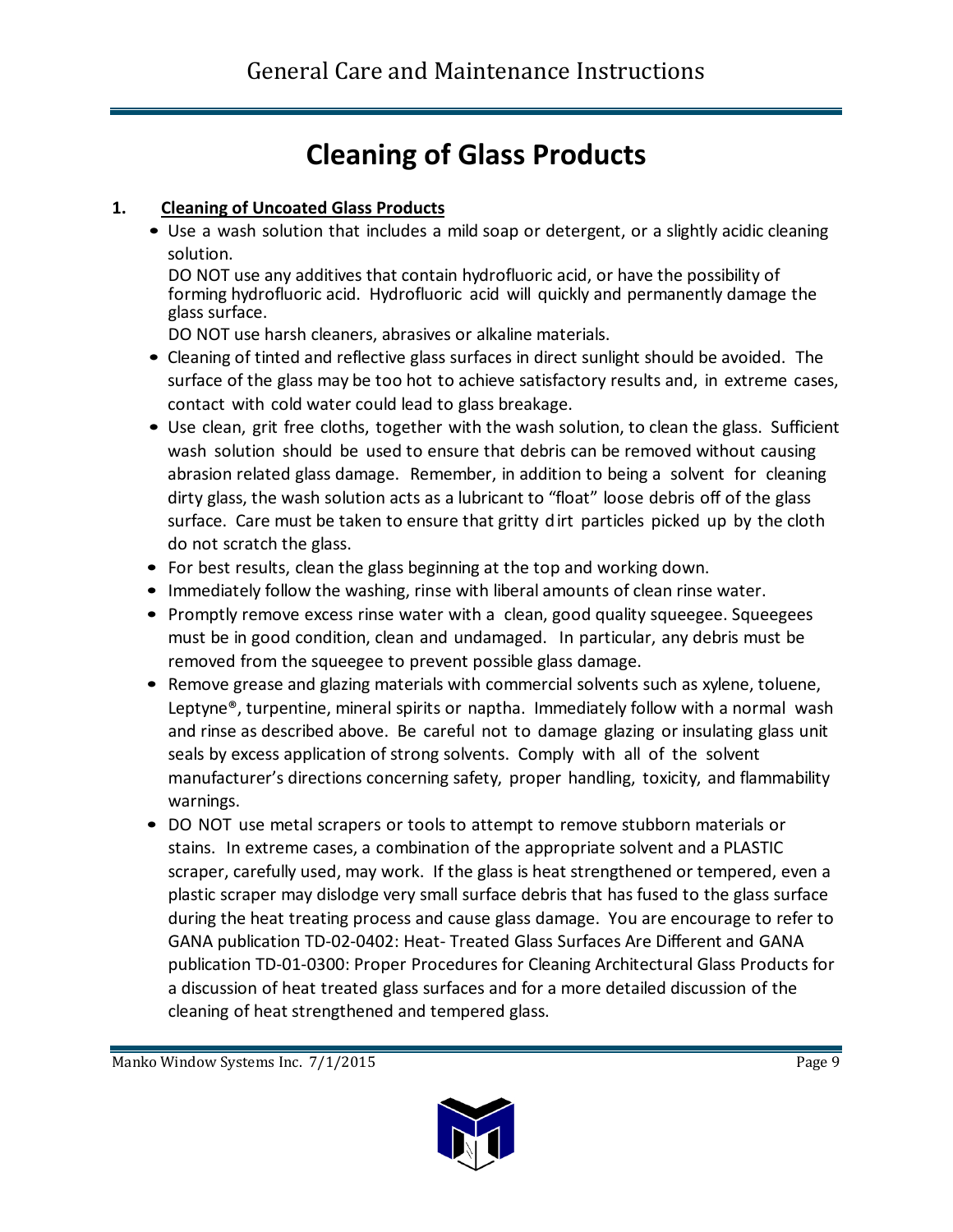# Cleaning of Glass Products

**1. Cleaning of Uncoated Glass Products**

- Use a wash solution that includes a mild soap or detergent, or a slightly acidic cleaning solution.
  DO NOT use any additives that contain hydrofluoric acid, or have the possibility of forming hydrofluoric acid. Hydrofluoric acid will quickly and permanently damage the glass surface.
  DO NOT use harsh cleaners, abrasives or alkaline materials.
- Cleaning of tinted and reflective glass surfaces in direct sunlight should be avoided. The surface of the glass may be too hot to achieve satisfactory results and, in extreme cases, contact with cold water could lead to glass breakage.
- Use clean, grit free cloths, together with the wash solution, to clean the glass. Sufficient wash solution should be used to ensure that debris can be removed without causing abrasion related glass damage. Remember, in addition to being a solvent for cleaning dirty glass, the wash solution acts as a lubricant to "float" loose debris off of the glass surface. Care must be taken to ensure that gritty dirt particles picked up by the cloth do not scratch the glass.
- For best results, clean the glass beginning at the top and working down.
- Immediately follow the washing, rinse with liberal amounts of clean rinse water.
- Promptly remove excess rinse water with a clean, good quality squeegee. Squeegees must be in good condition, clean and undamaged. In particular, any debris must be removed from the squeegee to prevent possible glass damage.
- Remove grease and glazing materials with commercial solvents such as xylene, toluene, Leptyne®, turpentine, mineral spirits or naptha. Immediately follow with a normal wash and rinse as described above. Be careful not to damage glazing or insulating glass unit seals by excess application of strong solvents. Comply with all of the solvent manufacturer's directions concerning safety, proper handling, toxicity, and flammability warnings.
- DO NOT use metal scrapers or tools to attempt to remove stubborn materials or stains. In extreme cases, a combination of the appropriate solvent and a PLASTIC scraper, carefully used, may work. If the glass is heat strengthened or tempered, even a plastic scraper may dislodge very small surface debris that has fused to the glass surface during the heat treating process and cause glass damage. You are encourage to refer to GANA publication TD-02-0402: Heat- Treated Glass Surfaces Are Different and GANA publication TD-01-0300: Proper Procedures for Cleaning Architectural Glass Products for a discussion of heat treated glass surfaces and for a more detailed discussion of the cleaning of heat strengthened and tempered glass.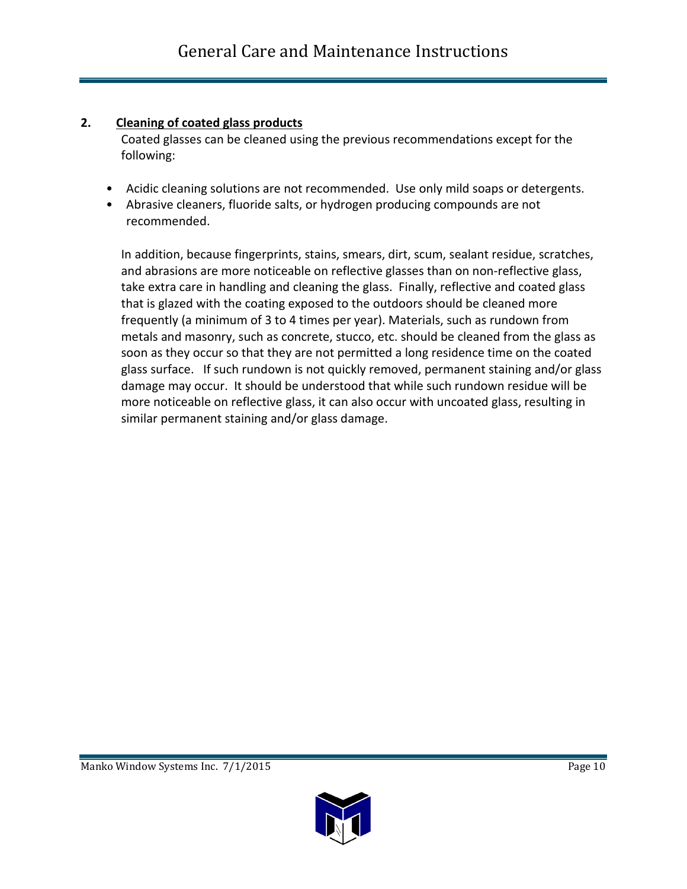**2. <u>Cleaning of coated glass products</u>**

Coated glasses can be cleaned using the previous recommendations except for the following:

- Acidic cleaning solutions are not recommended. Use only mild soaps or detergents.
- Abrasive cleaners, fluoride salts, or hydrogen producing compounds are not recommended.

In addition, because fingerprints, stains, smears, dirt, scum, sealant residue, scratches, and abrasions are more noticeable on reflective glasses than on non-reflective glass, take extra care in handling and cleaning the glass. Finally, reflective and coated glass that is glazed with the coating exposed to the outdoors should be cleaned more frequently (a minimum of 3 to 4 times per year). Materials, such as rundown from metals and masonry, such as concrete, stucco, etc. should be cleaned from the glass as soon as they occur so that they are not permitted a long residence time on the coated glass surface. If such rundown is not quickly removed, permanent staining and/or glass damage may occur. It should be understood that while such rundown residue will be more noticeable on reflective glass, it can also occur with uncoated glass, resulting in similar permanent staining and/or glass damage.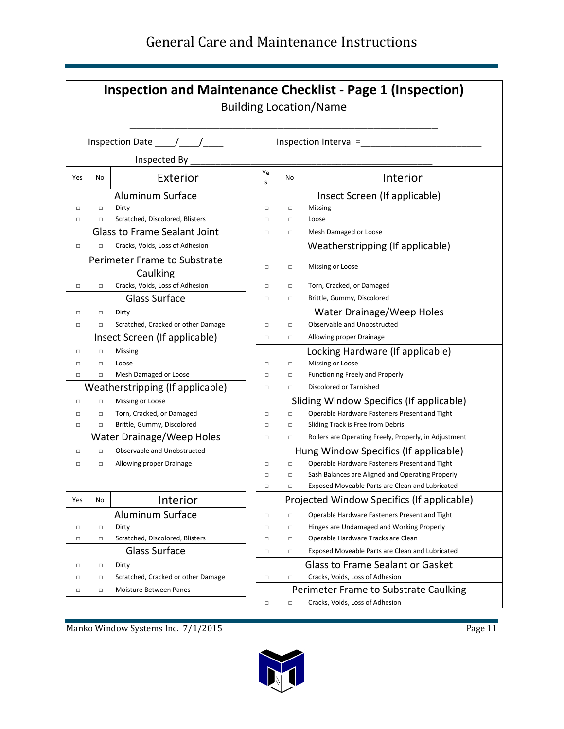# Inspection and Maintenance Checklist - Page 1 (Inspection)

Building Location/Name

\_\_\_\_\_\_\_\_\_\_\_\_\_\_\_\_\_\_\_\_\_\_\_\_\_\_\_\_\_\_\_\_\_\_\_\_\_\_\_\_\_\_\_\_\_\_\_\_\_\_\_\_\_\_\_\_

Inspection Date \_\_\_\_/\_\_\_\_/\_\_\_\_ Inspection Interval =\_\_\_\_\_\_\_\_\_\_\_\_\_\_\_\_\_\_\_\_\_\_\_\_

Inspected By \_\_\_\_\_\_\_\_\_\_\_\_\_\_\_\_\_\_\_\_\_\_\_\_\_\_\_\_\_\_\_\_\_\_\_\_\_\_\_\_\_\_\_\_\_\_\_\_\_\_

| Yes | No | Exterior |
|---|---|---|
| | | **Aluminum Surface** |
| □ | □ | Dirty |
| □ | □ | Scratched, Discolored, Blisters |
| | | **Glass to Frame Sealant Joint** |
| □ | □ | Cracks, Voids, Loss of Adhesion |
| | | **Perimeter Frame to Substrate Caulking** |
| □ | □ | Cracks, Voids, Loss of Adhesion |
| | | **Glass Surface** |
| □ | □ | Dirty |
| □ | □ | Scratched, Cracked or other Damage |
| | | **Insect Screen (If applicable)** |
| □ | □ | Missing |
| □ | □ | Loose |
| □ | □ | Mesh Damaged or Loose |
| | | **Weatherstripping (If applicable)** |
| □ | □ | Missing or Loose |
| □ | □ | Torn, Cracked, or Damaged |
| □ | □ | Brittle, Gummy, Discolored |
| | | **Water Drainage/Weep Holes** |
| □ | □ | Observable and Unobstructed |
| □ | □ | Allowing proper Drainage |

| Yes | No | Interior |
|---|---|---|
| | | **Aluminum Surface** |
| □ | □ | Dirty |
| □ | □ | Scratched, Discolored, Blisters |
| | | **Glass Surface** |
| □ | □ | Dirty |
| □ | □ | Scratched, Cracked or other Damage |
| □ | □ | Moisture Between Panes |

| Yes | No | Interior |
|---|---|---|
| | | **Insect Screen (If applicable)** |
| □ | □ | Missing |
| □ | □ | Loose |
| □ | □ | Mesh Damaged or Loose |
| | | **Weatherstripping (If applicable)** |
| □ | □ | Missing or Loose |
| □ | □ | Torn, Cracked, or Damaged |
| □ | □ | Brittle, Gummy, Discolored |
| | | **Water Drainage/Weep Holes** |
| □ | □ | Observable and Unobstructed |
| □ | □ | Allowing proper Drainage |
| | | **Locking Hardware (If applicable)** |
| □ | □ | Missing or Loose |
| □ | □ | Functioning Freely and Properly |
| □ | □ | Discolored or Tarnished |
| | | **Sliding Window Specifics (If applicable)** |
| □ | □ | Operable Hardware Fasteners Present and Tight |
| □ | □ | Sliding Track is Free from Debris |
| □ | □ | Rollers are Operating Freely, Properly, in Adjustment |
| | | **Hung Window Specifics (If applicable)** |
| □ | □ | Operable Hardware Fasteners Present and Tight |
| □ | □ | Sash Balances are Aligned and Operating Properly |
| □ | □ | Exposed Moveable Parts are Clean and Lubricated |
| | | **Projected Window Specifics (If applicable)** |
| □ | □ | Operable Hardware Fasteners Present and Tight |
| □ | □ | Hinges are Undamaged and Working Properly |
| □ | □ | Operable Hardware Tracks are Clean |
| □ | □ | Exposed Moveable Parts are Clean and Lubricated |
| | | **Glass to Frame Sealant or Gasket** |
| □ | □ | Cracks, Voids, Loss of Adhesion |
| | | **Perimeter Frame to Substrate Caulking** |
| □ | □ | Cracks, Voids, Loss of Adhesion |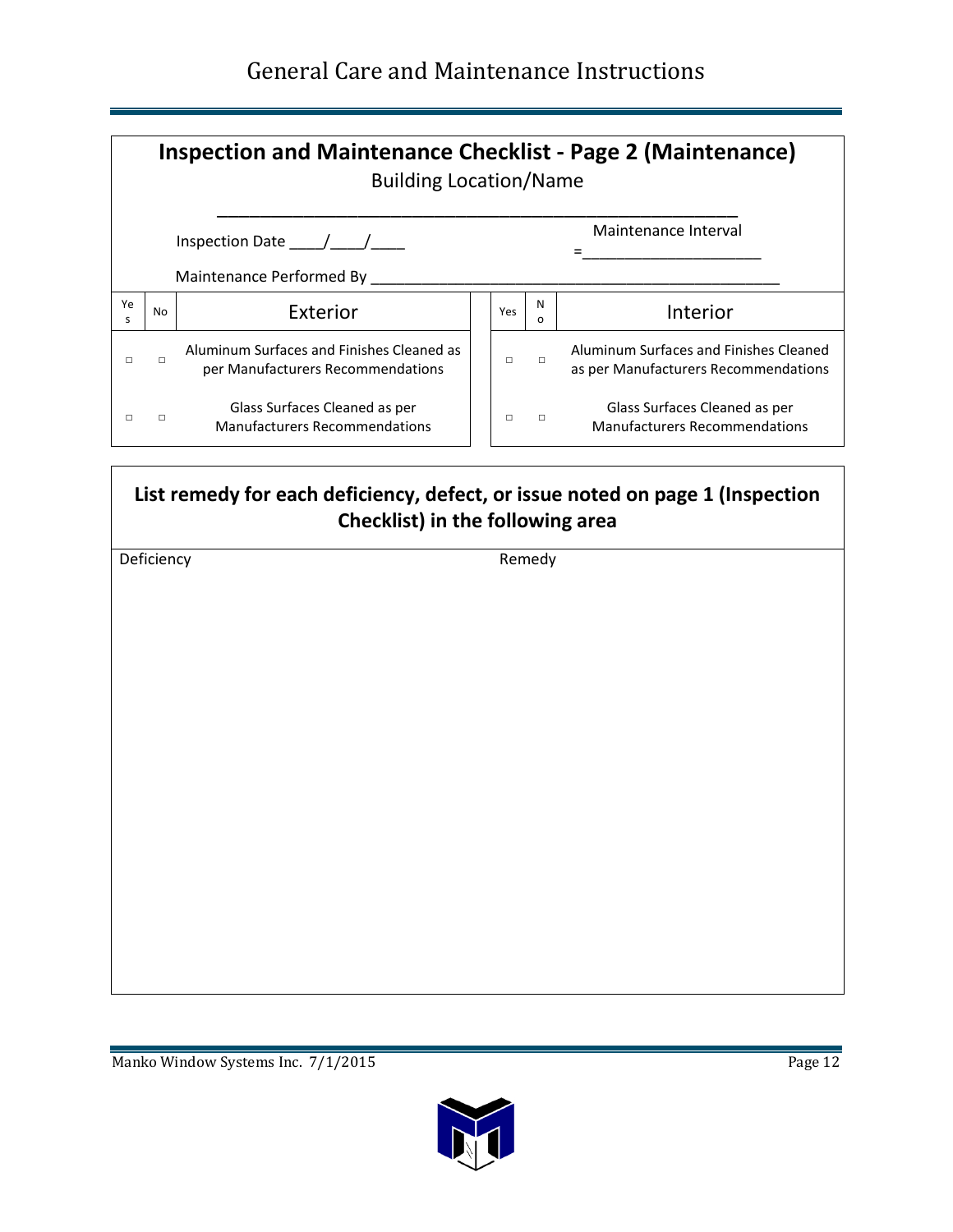## Inspection and Maintenance Checklist - Page 2 (Maintenance)

Building Location/Name

\_\_\_\_\_\_\_\_\_\_\_\_\_\_\_\_\_\_\_\_\_\_\_\_\_\_\_\_\_\_\_\_\_\_\_\_\_\_\_\_\_\_\_\_\_\_\_\_\_\_\_\_\_\_

Inspection Date \_\_\_\_/\_\_\_\_/\_\_\_\_

Maintenance Interval =\_\_\_\_\_\_\_\_\_\_\_\_\_\_\_\_\_\_\_\_\_\_

Maintenance Performed By \_\_\_\_\_\_\_\_\_\_\_\_\_\_\_\_\_\_\_\_\_\_\_\_\_\_\_\_\_\_\_\_\_\_\_\_\_\_\_\_\_\_\_\_\_\_\_\_\_\_

| Yes | No | Exterior | Yes | No | Interior |
|---|---|---|---|---|---|
| □ | □ | Aluminum Surfaces and Finishes Cleaned as per Manufacturers Recommendations | □ | □ | Aluminum Surfaces and Finishes Cleaned as per Manufacturers Recommendations |
| □ | □ | Glass Surfaces Cleaned as per Manufacturers Recommendations | □ | □ | Glass Surfaces Cleaned as per Manufacturers Recommendations |

### List remedy for each deficiency, defect, or issue noted on page 1 (Inspection Checklist) in the following area

| Deficiency | Remedy |
|---|---|
| | |